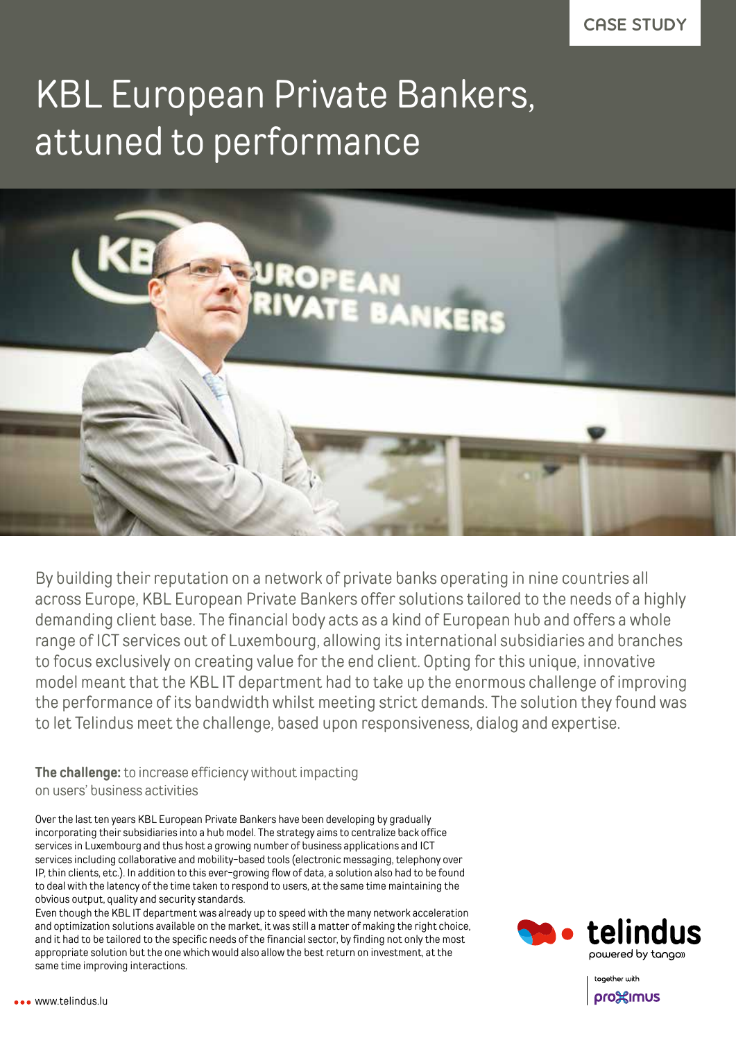CASE STUDY

# KBL European Private Bankers, attuned to performance

By building their reputation on a network of private banks operating in nine countries all across Europe, KBL European Private Bankers offer solutions tailored to the needs of a highly demanding client base. The financial body acts as a kind of European hub and offers a whole range of ICT services out of Luxembourg, allowing its international subsidiaries and branches to focus exclusively on creating value for the end client. Opting for this unique, innovative model meant that the KBL IT department had to take up the enormous challenge of improving the performance of its bandwidth whilst meeting strict demands. The solution they found was to let Telindus meet the challenge, based upon responsiveness, dialog and expertise.

**The challenge:** to increase efficiency without impacting on users' business activities

Over the last ten years KBL European Private Bankers have been developing by gradually incorporating their subsidiaries into a hub model. The strategy aims to centralize back office services in Luxembourg and thus host a growing number of business applications and ICT services including collaborative and mobility-based tools (electronic messaging, telephony over IP, thin clients, etc.). In addition to this ever-growing flow of data, a solution also had to be found to deal with the latency of the time taken to respond to users, at the same time maintaining the obvious output, quality and security standards.
Even though the KBL IT department was already up to speed with the many network acceleration and optimization solutions available on the market, it was still a matter of making the right choice, and it had to be tailored to the specific needs of the financial sector, by finding not only the most appropriate solution but the one which would also allow the best return on investment, at the same time improving interactions.

telindus powered by tango

together with proximus

www.telindus.lu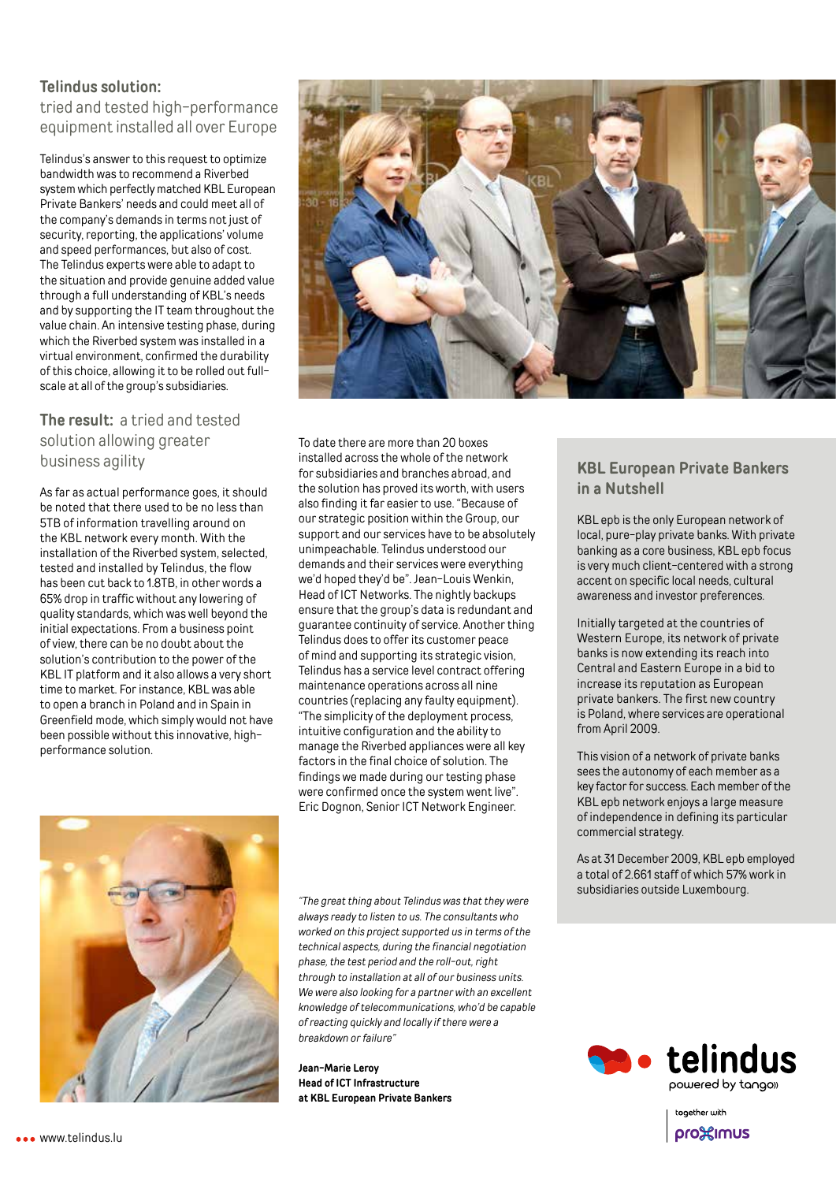## Telindus solution: tried and tested high-performance equipment installed all over Europe

Telindus's answer to this request to optimize bandwidth was to recommend a Riverbed system which perfectly matched KBL European Private Bankers' needs and could meet all of the company's demands in terms not just of security, reporting, the applications' volume and speed performances, but also of cost. The Telindus experts were able to adapt to the situation and provide genuine added value through a full understanding of KBL's needs and by supporting the IT team throughout the value chain. An intensive testing phase, during which the Riverbed system was installed in a virtual environment, confirmed the durability of this choice, allowing it to be rolled out full-scale at all of the group's subsidiaries.

## The result: a tried and tested solution allowing greater business agility

As far as actual performance goes, it should be noted that there used to be no less than 5TB of information travelling around on the KBL network every month. With the installation of the Riverbed system, selected, tested and installed by Telindus, the flow has been cut back to 1.8TB, in other words a 65% drop in traffic without any lowering of quality standards, which was well beyond the initial expectations. From a business point of view, there can be no doubt about the solution's contribution to the power of the KBL IT platform and it also allows a very short time to market. For instance, KBL was able to open a branch in Poland and in Spain in Greenfield mode, which simply would not have been possible without this innovative, high-performance solution.

To date there are more than 20 boxes installed across the whole of the network for subsidiaries and branches abroad, and the solution has proved its worth, with users also finding it far easier to use. "Because of our strategic position within the Group, our support and our services have to be absolutely unimpeachable. Telindus understood our demands and their services were everything we'd hoped they'd be". Jean-Louis Wenkin, Head of ICT Networks. The nightly backups ensure that the group's data is redundant and guarantee continuity of service. Another thing Telindus does to offer its customer peace of mind and supporting its strategic vision, Telindus has a service level contract offering maintenance operations across all nine countries (replacing any faulty equipment). "The simplicity of the deployment process, intuitive configuration and the ability to manage the Riverbed appliances were all key factors in the final choice of solution. The findings we made during our testing phase were confirmed once the system went live". Eric Dognon, Senior ICT Network Engineer.

*"The great thing about Telindus was that they were always ready to listen to us. The consultants who worked on this project supported us in terms of the technical aspects, during the financial negotiation phase, the test period and the roll-out, right through to installation at all of our business units. We were also looking for a partner with an excellent knowledge of telecommunications, who'd be capable of reacting quickly and locally if there were a breakdown or failure"*

**Jean-Marie Leroy**
**Head of ICT Infrastructure**
**at KBL European Private Bankers**

## KBL European Private Bankers in a Nutshell

KBL epb is the only European network of local, pure-play private banks. With private banking as a core business, KBL epb focus is very much client-centered with a strong accent on specific local needs, cultural awareness and investor preferences.

Initially targeted at the countries of Western Europe, its network of private banks is now extending its reach into Central and Eastern Europe in a bid to increase its reputation as European private bankers. The first new country is Poland, where services are operational from April 2009.

This vision of a network of private banks sees the autonomy of each member as a key factor for success. Each member of the KBL epb network enjoys a large measure of independence in defining its particular commercial strategy.

As at 31 December 2009, KBL epb employed a total of 2.661 staff of which 57% work in subsidiaries outside Luxembourg.

telindus
powered by tango

together with
proximus

www.telindus.lu